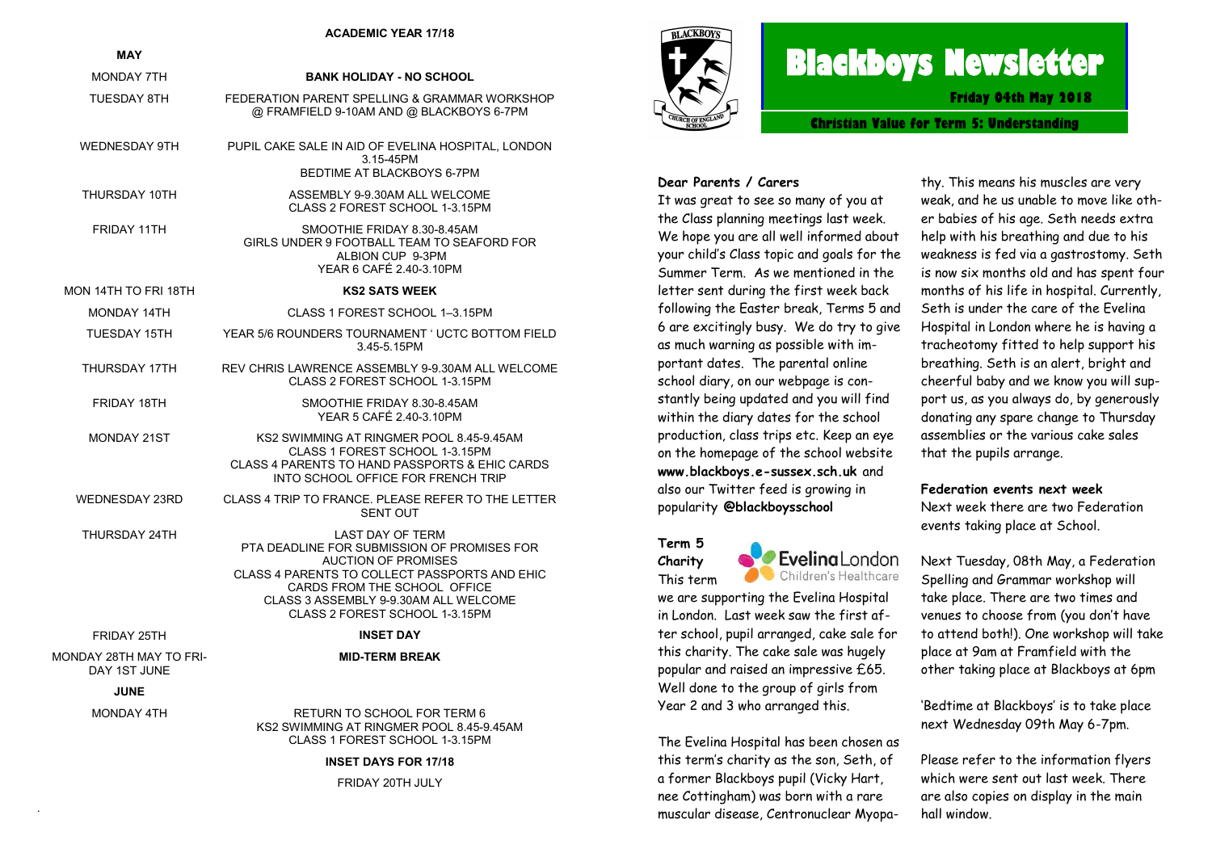# Blackboys Newsletter

**Friday 04th May 2018**

**Christian Value for Term 5: Understanding**

**Dear Parents / Carers**

It was great to see so many of you at the Class planning meetings last week. We hope you are all well informed about your child's Class topic and goals for the Summer Term. As we mentioned in the letter sent during the first week back following the Easter break, Terms 5 and 6 are excitingly busy. We do try to give as much warning as possible with important dates. The parental online school diary, on our webpage is constantly being updated and you will find within the diary dates for the school production, class trips etc. Keep an eye on the homepage of the school website **www.blackboys.e-sussex.sch.uk** and also our Twitter feed is growing in popularity **@blackboysschool**

**Term 5 Charity**

This term we are supporting the Evelina Hospital in London. Last week saw the first after school, pupil arranged, cake sale for this charity. The cake sale was hugely popular and raised an impressive £65. Well done to the group of girls from Year 2 and 3 who arranged this.

The Evelina Hospital has been chosen as this term's charity as the son, Seth, of a former Blackboys pupil (Vicky Hart, nee Cottingham) was born with a rare muscular disease, Centronuclear Myopathy. This means his muscles are very weak, and he us unable to move like other babies of his age. Seth needs extra help with his breathing and due to his weakness is fed via a gastrostomy. Seth is now six months old and has spent four months of his life in hospital. Currently, Seth is under the care of the Evelina Hospital in London where he is having a tracheotomy fitted to help support his breathing. Seth is an alert, bright and cheerful baby and we know you will support us, as you always do, by generously donating any spare change to Thursday assemblies or the various cake sales that the pupils arrange.

**Federation events next week**

Next week there are two Federation events taking place at School.

Next Tuesday, 08th May, a Federation Spelling and Grammar workshop will take place. There are two times and venues to choose from (you don't have to attend both!). One workshop will take place at 9am at Framfield with the other taking place at Blackboys at 6pm

'Bedtime at Blackboys' is to take place next Wednesday 09th May 6-7pm.

Please refer to the information flyers which were sent out last week. There are also copies on display in the main hall window.

## ACADEMIC YEAR 17/18

| | |
|---|---|
| **MAY** | |
| MONDAY 7TH | **BANK HOLIDAY - NO SCHOOL** |
| TUESDAY 8TH | FEDERATION PARENT SPELLING & GRAMMAR WORKSHOP @ FRAMFIELD 9-10AM AND @ BLACKBOYS 6-7PM |
| WEDNESDAY 9TH | PUPIL CAKE SALE IN AID OF EVELINA HOSPITAL, LONDON 3.15-45PM<br>BEDTIME AT BLACKBOYS 6-7PM |
| THURSDAY 10TH | ASSEMBLY 9-9.30AM ALL WELCOME<br>CLASS 2 FOREST SCHOOL 1-3.15PM |
| FRIDAY 11TH | SMOOTHIE FRIDAY 8.30-8.45AM<br>GIRLS UNDER 9 FOOTBALL TEAM TO SEAFORD FOR ALBION CUP 9-3PM<br>YEAR 6 CAFÉ 2.40-3.10PM |
| MON 14TH TO FRI 18TH | **KS2 SATS WEEK** |
| MONDAY 14TH | CLASS 1 FOREST SCHOOL 1–3.15PM |
| TUESDAY 15TH | YEAR 5/6 ROUNDERS TOURNAMENT ' UCTC BOTTOM FIELD 3.45-5.15PM |
| THURSDAY 17TH | REV CHRIS LAWRENCE ASSEMBLY 9-9.30AM ALL WELCOME<br>CLASS 2 FOREST SCHOOL 1-3.15PM |
| FRIDAY 18TH | SMOOTHIE FRIDAY 8.30-8.45AM<br>YEAR 5 CAFÉ 2.40-3.10PM |
| MONDAY 21ST | KS2 SWIMMING AT RINGMER POOL 8.45-9.45AM<br>CLASS 1 FOREST SCHOOL 1-3.15PM<br>CLASS 4 PARENTS TO HAND PASSPORTS & EHIC CARDS INTO SCHOOL OFFICE FOR FRENCH TRIP |
| WEDNESDAY 23RD | CLASS 4 TRIP TO FRANCE. PLEASE REFER TO THE LETTER SENT OUT |
| THURSDAY 24TH | LAST DAY OF TERM<br>PTA DEADLINE FOR SUBMISSION OF PROMISES FOR AUCTION OF PROMISES<br>CLASS 4 PARENTS TO COLLECT PASSPORTS AND EHIC CARDS FROM THE SCHOOL OFFICE<br>CLASS 3 ASSEMBLY 9-9.30AM ALL WELCOME<br>CLASS 2 FOREST SCHOOL 1-3.15PM |
| FRIDAY 25TH | **INSET DAY** |
| MONDAY 28TH MAY TO FRIDAY 1ST JUNE | **MID-TERM BREAK** |
| **JUNE** | |
| MONDAY 4TH | RETURN TO SCHOOL FOR TERM 6<br>KS2 SWIMMING AT RINGMER POOL 8.45-9.45AM<br>CLASS 1 FOREST SCHOOL 1-3.15PM |

**INSET DAYS FOR 17/18**

FRIDAY 20TH JULY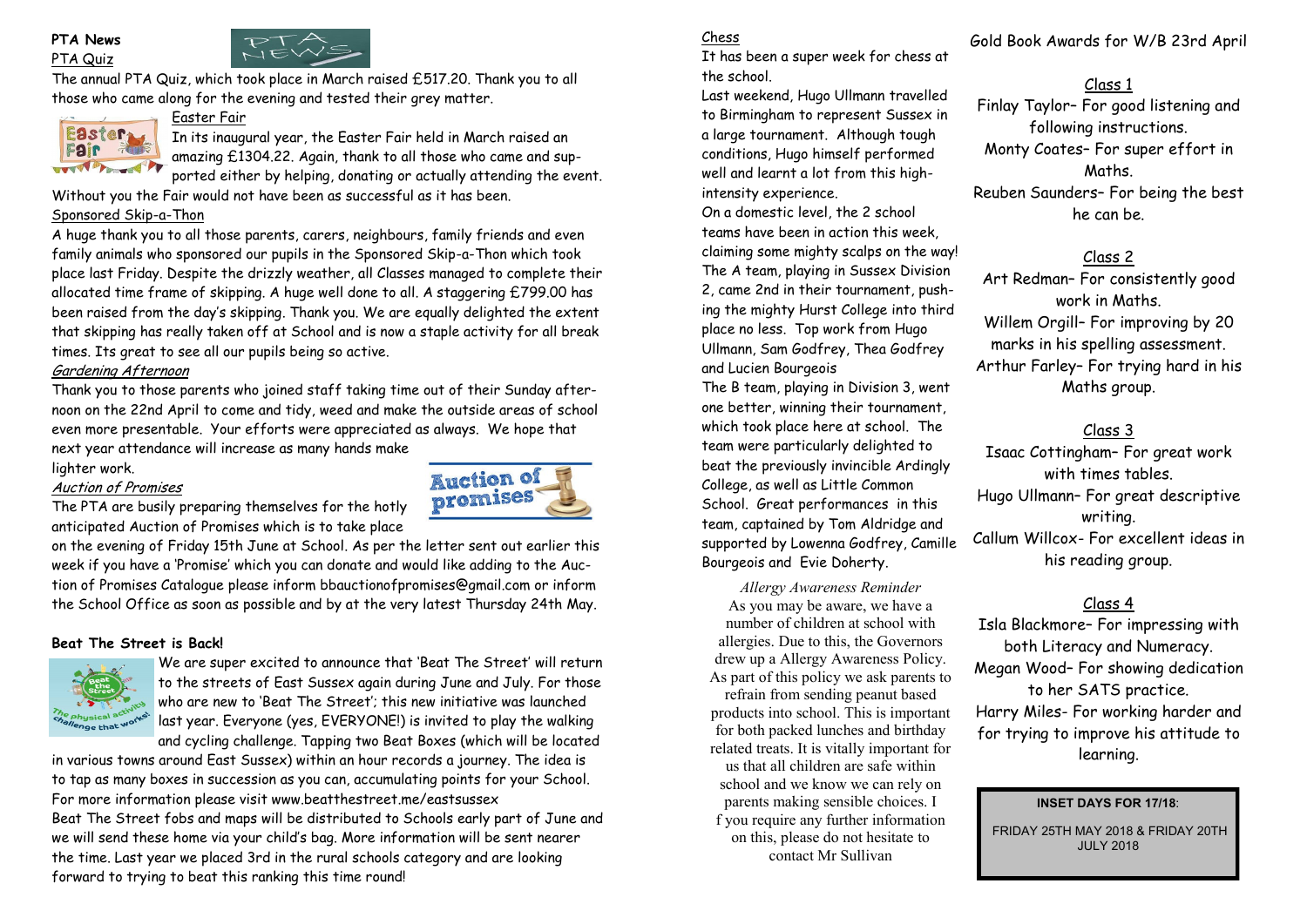## PTA News

PTA Quiz

The annual PTA Quiz, which took place in March raised £517.20. Thank you to all those who came along for the evening and tested their grey matter.

Easter Fair

In its inaugural year, the Easter Fair held in March raised an amazing £1304.22. Again, thank to all those who came and supported either by helping, donating or actually attending the event. Without you the Fair would not have been as successful as it has been.

Sponsored Skip-a-Thon

A huge thank you to all those parents, carers, neighbours, family friends and even family animals who sponsored our pupils in the Sponsored Skip-a-Thon which took place last Friday. Despite the drizzly weather, all Classes managed to complete their allocated time frame of skipping. A huge well done to all. A staggering £799.00 has been raised from the day's skipping. Thank you. We are equally delighted the extent that skipping has really taken off at School and is now a staple activity for all break times. Its great to see all our pupils being so active.

*Gardening Afternoon*

Thank you to those parents who joined staff taking time out of their Sunday afternoon on the 22nd April to come and tidy, weed and make the outside areas of school even more presentable. Your efforts were appreciated as always. We hope that next year attendance will increase as many hands make lighter work.

*Auction of Promises*

The PTA are busily preparing themselves for the hotly anticipated Auction of Promises which is to take place on the evening of Friday 15th June at School. As per the letter sent out earlier this week if you have a 'Promise' which you can donate and would like adding to the Auction of Promises Catalogue please inform bbauctionofpromises@gmail.com or inform the School Office as soon as possible and by at the very latest Thursday 24th May.

**Beat The Street is Back!**

We are super excited to announce that 'Beat The Street' will return to the streets of East Sussex again during June and July. For those who are new to 'Beat The Street'; this new initiative was launched last year. Everyone (yes, EVERYONE!) is invited to play the walking and cycling challenge. Tapping two Beat Boxes (which will be located in various towns around East Sussex) within an hour records a journey. The idea is to tap as many boxes in succession as you can, accumulating points for your School. For more information please visit www.beatthestreet.me/eastsussex

Beat The Street fobs and maps will be distributed to Schools early part of June and we will send these home via your child's bag. More information will be sent nearer the time. Last year we placed 3rd in the rural schools category and are looking forward to trying to beat this ranking this time round!

Chess

It has been a super week for chess at the school.

Last weekend, Hugo Ullmann travelled to Birmingham to represent Sussex in a large tournament. Although tough conditions, Hugo himself performed well and learnt a lot from this high-intensity experience.

On a domestic level, the 2 school teams have been in action this week, claiming some mighty scalps on the way! The A team, playing in Sussex Division 2, came 2nd in their tournament, pushing the mighty Hurst College into third place no less. Top work from Hugo Ullmann, Sam Godfrey, Thea Godfrey and Lucien Bourgeois

The B team, playing in Division 3, went one better, winning their tournament, which took place here at school. The team were particularly delighted to beat the previously invincible Ardingly College, as well as Little Common School. Great performances in this team, captained by Tom Aldridge and supported by Lowenna Godfrey, Camille Bourgeois and Evie Doherty.

*Allergy Awareness Reminder*

As you may be aware, we have a number of children at school with allergies. Due to this, the Governors drew up a Allergy Awareness Policy. As part of this policy we ask parents to refrain from sending peanut based products into school. This is important for both packed lunches and birthday related treats. It is vitally important for us that all children are safe within school and we know we can rely on parents making sensible choices. I f you require any further information on this, please do not hesitate to contact Mr Sullivan

Gold Book Awards for W/B 23rd April

Class 1

Finlay Taylor– For good listening and following instructions.

Monty Coates– For super effort in Maths.

Reuben Saunders– For being the best he can be.

Class 2

Art Redman– For consistently good work in Maths.

Willem Orgill– For improving by 20 marks in his spelling assessment.

Arthur Farley– For trying hard in his Maths group.

Class 3

Isaac Cottingham– For great work with times tables.

Hugo Ullmann– For great descriptive writing.

Callum Willcox- For excellent ideas in his reading group.

Class 4

Isla Blackmore– For impressing with both Literacy and Numeracy.

Megan Wood– For showing dedication to her SATS practice.

Harry Miles- For working harder and for trying to improve his attitude to learning.

**INSET DAYS FOR 17/18**:

FRIDAY 25TH MAY 2018 & FRIDAY 20TH JULY 2018